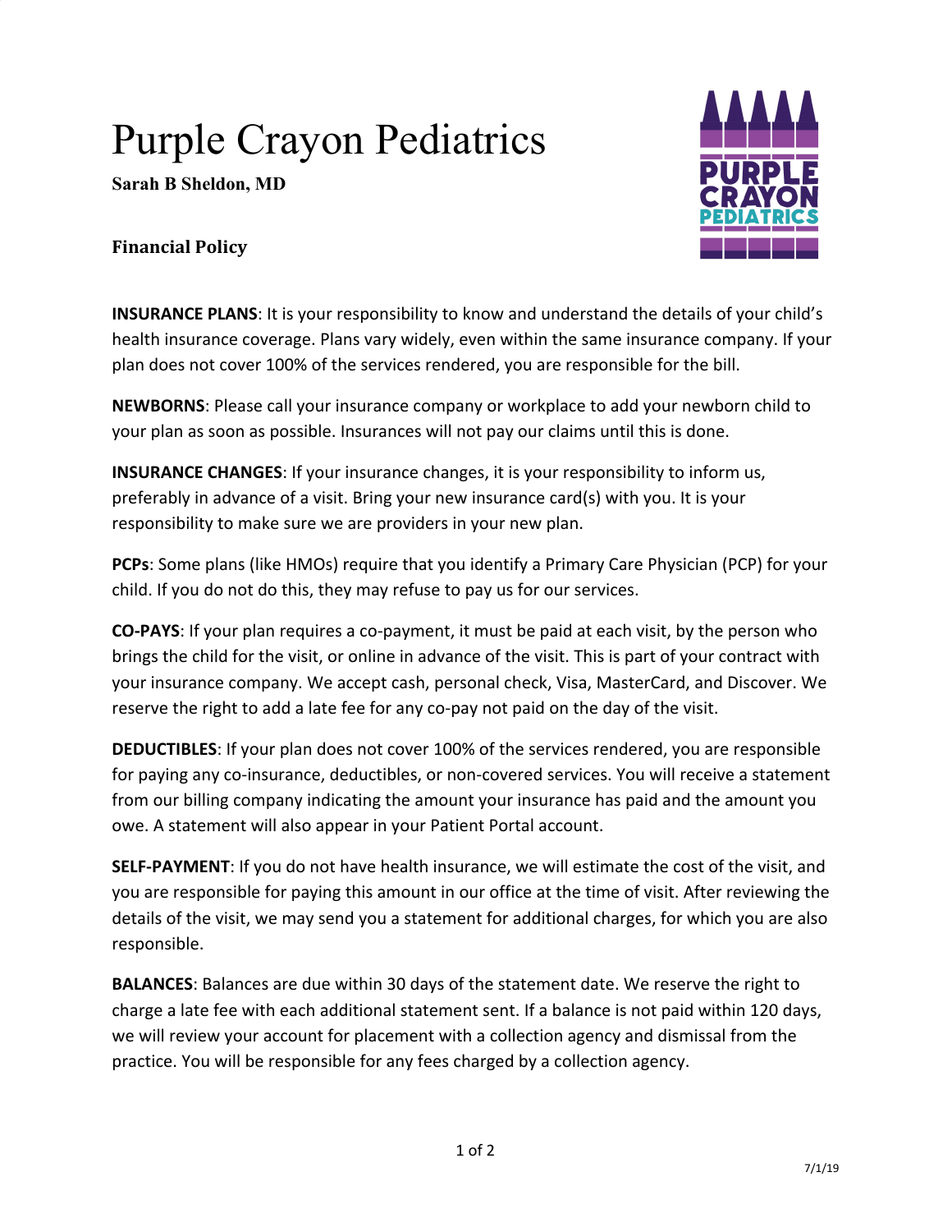# Purple Crayon Pediatrics

**Sarah B Sheldon, MD**

**Financial Policy**

**INSURANCE PLANS**: It is your responsibility to know and understand the details of your child's health insurance coverage. Plans vary widely, even within the same insurance company. If your plan does not cover 100% of the services rendered, you are responsible for the bill.

**NEWBORNS**: Please call your insurance company or workplace to add your newborn child to your plan as soon as possible. Insurances will not pay our claims until this is done.

**INSURANCE CHANGES**: If your insurance changes, it is your responsibility to inform us, preferably in advance of a visit. Bring your new insurance card(s) with you. It is your responsibility to make sure we are providers in your new plan.

**PCPs**: Some plans (like HMOs) require that you identify a Primary Care Physician (PCP) for your child. If you do not do this, they may refuse to pay us for our services.

**CO-PAYS**: If your plan requires a co-payment, it must be paid at each visit, by the person who brings the child for the visit, or online in advance of the visit. This is part of your contract with your insurance company. We accept cash, personal check, Visa, MasterCard, and Discover. We reserve the right to add a late fee for any co-pay not paid on the day of the visit.

**DEDUCTIBLES**: If your plan does not cover 100% of the services rendered, you are responsible for paying any co-insurance, deductibles, or non-covered services. You will receive a statement from our billing company indicating the amount your insurance has paid and the amount you owe. A statement will also appear in your Patient Portal account.

**SELF-PAYMENT**: If you do not have health insurance, we will estimate the cost of the visit, and you are responsible for paying this amount in our office at the time of visit. After reviewing the details of the visit, we may send you a statement for additional charges, for which you are also responsible.

**BALANCES**: Balances are due within 30 days of the statement date. We reserve the right to charge a late fee with each additional statement sent. If a balance is not paid within 120 days, we will review your account for placement with a collection agency and dismissal from the practice. You will be responsible for any fees charged by a collection agency.

7/1/19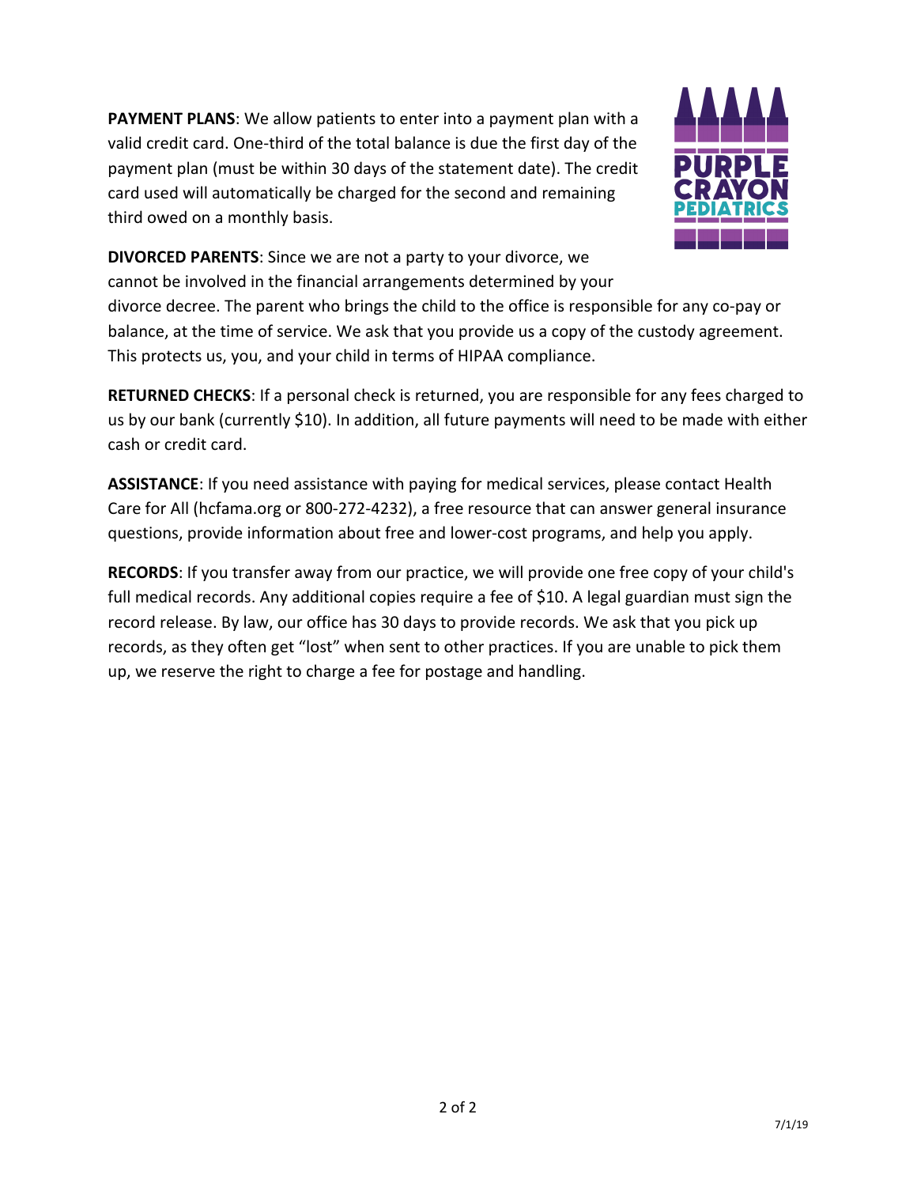**PAYMENT PLANS**: We allow patients to enter into a payment plan with a valid credit card. One-third of the total balance is due the first day of the payment plan (must be within 30 days of the statement date). The credit card used will automatically be charged for the second and remaining third owed on a monthly basis.

**DIVORCED PARENTS**: Since we are not a party to your divorce, we cannot be involved in the financial arrangements determined by your divorce decree. The parent who brings the child to the office is responsible for any co-pay or balance, at the time of service. We ask that you provide us a copy of the custody agreement. This protects us, you, and your child in terms of HIPAA compliance.

**RETURNED CHECKS**: If a personal check is returned, you are responsible for any fees charged to us by our bank (currently $10). In addition, all future payments will need to be made with either cash or credit card.

**ASSISTANCE**: If you need assistance with paying for medical services, please contact Health Care for All (hcfama.org or 800-272-4232), a free resource that can answer general insurance questions, provide information about free and lower-cost programs, and help you apply.

**RECORDS**: If you transfer away from our practice, we will provide one free copy of your child's full medical records. Any additional copies require a fee of $10. A legal guardian must sign the record release. By law, our office has 30 days to provide records. We ask that you pick up records, as they often get "lost" when sent to other practices. If you are unable to pick them up, we reserve the right to charge a fee for postage and handling.

7/1/19